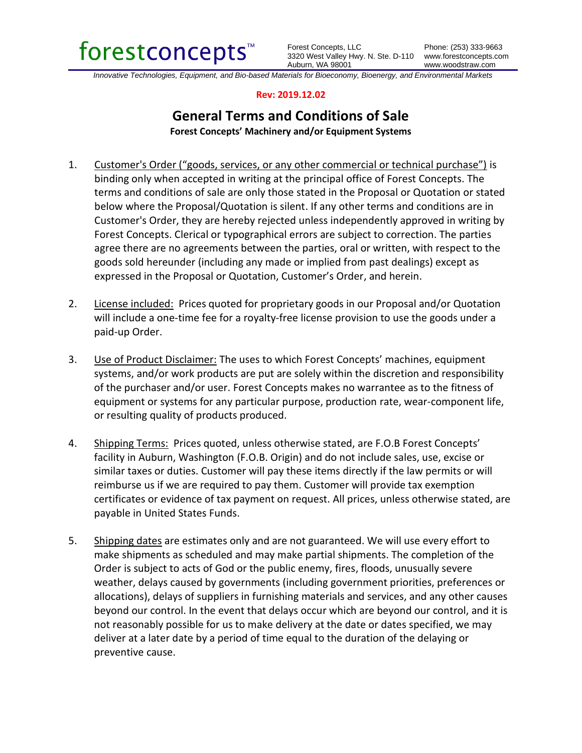forestconcepts™

Forest Concepts, LLC
3320 West Valley Hwy. N. Ste. D-110
Auburn, WA 98001

Phone: (253) 333-9663
www.forestconcepts.com
www.woodstraw.com

*Innovative Technologies, Equipment, and Bio-based Materials for Bioeconomy, Bioenergy, and Environmental Markets*

**Rev: 2019.12.02**

# General Terms and Conditions of Sale

**Forest Concepts' Machinery and/or Equipment Systems**

1. Customer's Order ("goods, services, or any other commercial or technical purchase") is binding only when accepted in writing at the principal office of Forest Concepts. The terms and conditions of sale are only those stated in the Proposal or Quotation or stated below where the Proposal/Quotation is silent. If any other terms and conditions are in Customer's Order, they are hereby rejected unless independently approved in writing by Forest Concepts. Clerical or typographical errors are subject to correction. The parties agree there are no agreements between the parties, oral or written, with respect to the goods sold hereunder (including any made or implied from past dealings) except as expressed in the Proposal or Quotation, Customer's Order, and herein.

2. License included: Prices quoted for proprietary goods in our Proposal and/or Quotation will include a one-time fee for a royalty-free license provision to use the goods under a paid-up Order.

3. Use of Product Disclaimer: The uses to which Forest Concepts' machines, equipment systems, and/or work products are put are solely within the discretion and responsibility of the purchaser and/or user. Forest Concepts makes no warrantee as to the fitness of equipment or systems for any particular purpose, production rate, wear-component life, or resulting quality of products produced.

4. Shipping Terms: Prices quoted, unless otherwise stated, are F.O.B Forest Concepts' facility in Auburn, Washington (F.O.B. Origin) and do not include sales, use, excise or similar taxes or duties. Customer will pay these items directly if the law permits or will reimburse us if we are required to pay them. Customer will provide tax exemption certificates or evidence of tax payment on request. All prices, unless otherwise stated, are payable in United States Funds.

5. Shipping dates are estimates only and are not guaranteed. We will use every effort to make shipments as scheduled and may make partial shipments. The completion of the Order is subject to acts of God or the public enemy, fires, floods, unusually severe weather, delays caused by governments (including government priorities, preferences or allocations), delays of suppliers in furnishing materials and services, and any other causes beyond our control. In the event that delays occur which are beyond our control, and it is not reasonably possible for us to make delivery at the date or dates specified, we may deliver at a later date by a period of time equal to the duration of the delaying or preventive cause.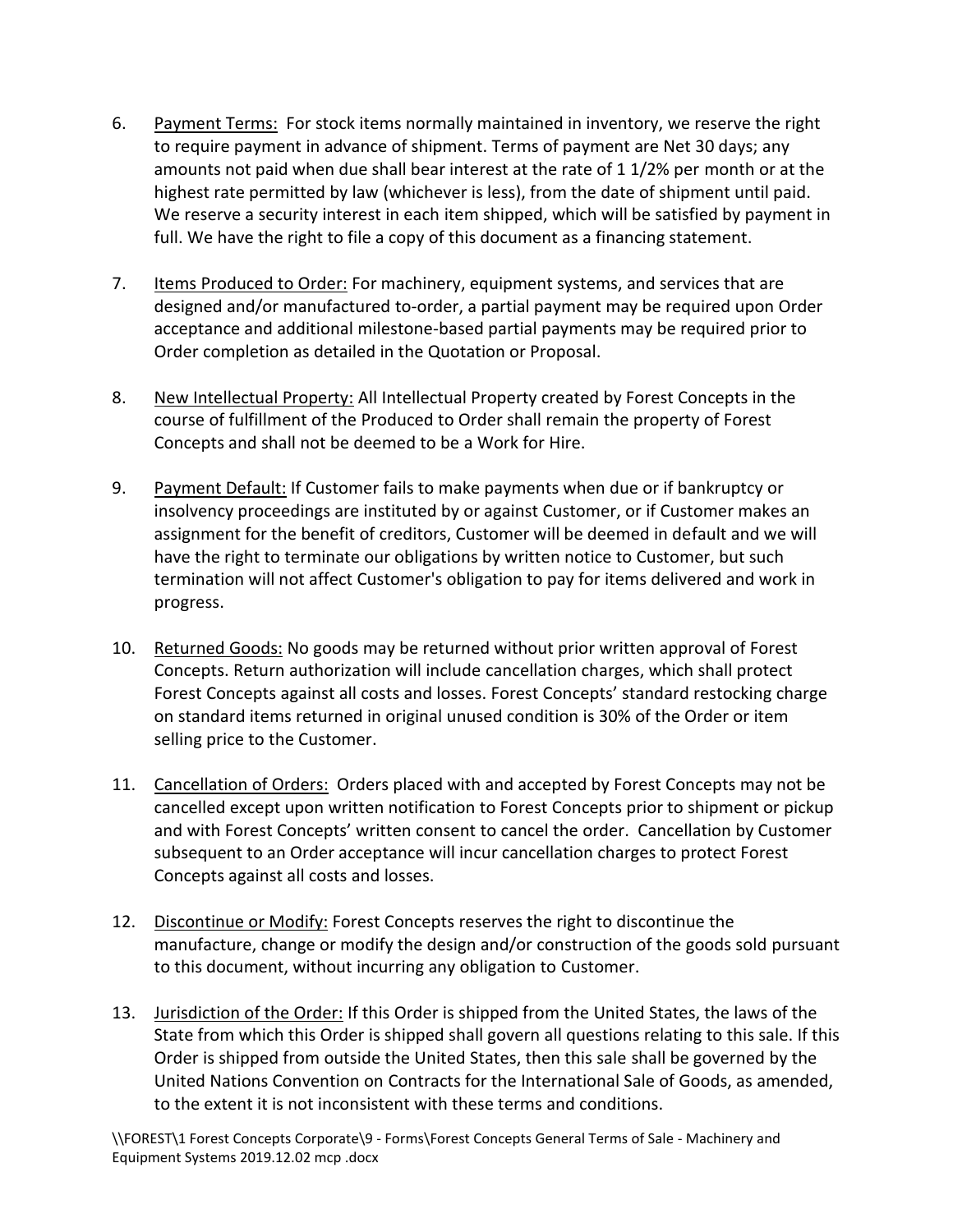6. <u>Payment Terms:</u> For stock items normally maintained in inventory, we reserve the right to require payment in advance of shipment. Terms of payment are Net 30 days; any amounts not paid when due shall bear interest at the rate of 1 1/2% per month or at the highest rate permitted by law (whichever is less), from the date of shipment until paid. We reserve a security interest in each item shipped, which will be satisfied by payment in full. We have the right to file a copy of this document as a financing statement.

7. <u>Items Produced to Order:</u> For machinery, equipment systems, and services that are designed and/or manufactured to-order, a partial payment may be required upon Order acceptance and additional milestone-based partial payments may be required prior to Order completion as detailed in the Quotation or Proposal.

8. <u>New Intellectual Property:</u> All Intellectual Property created by Forest Concepts in the course of fulfillment of the Produced to Order shall remain the property of Forest Concepts and shall not be deemed to be a Work for Hire.

9. <u>Payment Default:</u> If Customer fails to make payments when due or if bankruptcy or insolvency proceedings are instituted by or against Customer, or if Customer makes an assignment for the benefit of creditors, Customer will be deemed in default and we will have the right to terminate our obligations by written notice to Customer, but such termination will not affect Customer's obligation to pay for items delivered and work in progress.

10. <u>Returned Goods:</u> No goods may be returned without prior written approval of Forest Concepts. Return authorization will include cancellation charges, which shall protect Forest Concepts against all costs and losses. Forest Concepts' standard restocking charge on standard items returned in original unused condition is 30% of the Order or item selling price to the Customer.

11. <u>Cancellation of Orders:</u> Orders placed with and accepted by Forest Concepts may not be cancelled except upon written notification to Forest Concepts prior to shipment or pickup and with Forest Concepts' written consent to cancel the order. Cancellation by Customer subsequent to an Order acceptance will incur cancellation charges to protect Forest Concepts against all costs and losses.

12. <u>Discontinue or Modify:</u> Forest Concepts reserves the right to discontinue the manufacture, change or modify the design and/or construction of the goods sold pursuant to this document, without incurring any obligation to Customer.

13. <u>Jurisdiction of the Order:</u> If this Order is shipped from the United States, the laws of the State from which this Order is shipped shall govern all questions relating to this sale. If this Order is shipped from outside the United States, then this sale shall be governed by the United Nations Convention on Contracts for the International Sale of Goods, as amended, to the extent it is not inconsistent with these terms and conditions.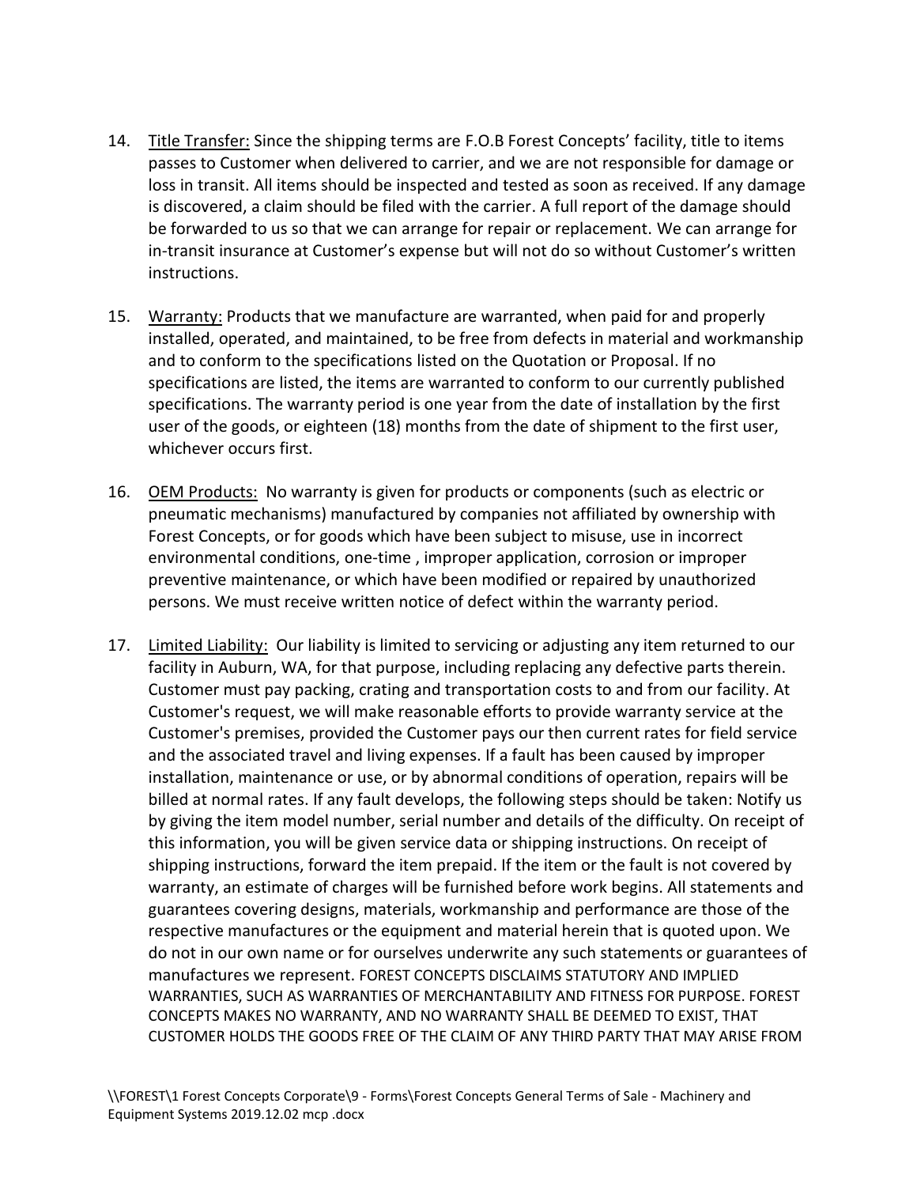14. <u>Title Transfer:</u> Since the shipping terms are F.O.B Forest Concepts' facility, title to items passes to Customer when delivered to carrier, and we are not responsible for damage or loss in transit. All items should be inspected and tested as soon as received. If any damage is discovered, a claim should be filed with the carrier. A full report of the damage should be forwarded to us so that we can arrange for repair or replacement. We can arrange for in-transit insurance at Customer's expense but will not do so without Customer's written instructions.

15. <u>Warranty:</u> Products that we manufacture are warranted, when paid for and properly installed, operated, and maintained, to be free from defects in material and workmanship and to conform to the specifications listed on the Quotation or Proposal. If no specifications are listed, the items are warranted to conform to our currently published specifications. The warranty period is one year from the date of installation by the first user of the goods, or eighteen (18) months from the date of shipment to the first user, whichever occurs first.

16. <u>OEM Products:</u> No warranty is given for products or components (such as electric or pneumatic mechanisms) manufactured by companies not affiliated by ownership with Forest Concepts, or for goods which have been subject to misuse, use in incorrect environmental conditions, one-time , improper application, corrosion or improper preventive maintenance, or which have been modified or repaired by unauthorized persons. We must receive written notice of defect within the warranty period.

17. <u>Limited Liability:</u> Our liability is limited to servicing or adjusting any item returned to our facility in Auburn, WA, for that purpose, including replacing any defective parts therein. Customer must pay packing, crating and transportation costs to and from our facility. At Customer's request, we will make reasonable efforts to provide warranty service at the Customer's premises, provided the Customer pays our then current rates for field service and the associated travel and living expenses. If a fault has been caused by improper installation, maintenance or use, or by abnormal conditions of operation, repairs will be billed at normal rates. If any fault develops, the following steps should be taken: Notify us by giving the item model number, serial number and details of the difficulty. On receipt of this information, you will be given service data or shipping instructions. On receipt of shipping instructions, forward the item prepaid. If the item or the fault is not covered by warranty, an estimate of charges will be furnished before work begins. All statements and guarantees covering designs, materials, workmanship and performance are those of the respective manufactures or the equipment and material herein that is quoted upon. We do not in our own name or for ourselves underwrite any such statements or guarantees of manufactures we represent. FOREST CONCEPTS DISCLAIMS STATUTORY AND IMPLIED WARRANTIES, SUCH AS WARRANTIES OF MERCHANTABILITY AND FITNESS FOR PURPOSE. FOREST CONCEPTS MAKES NO WARRANTY, AND NO WARRANTY SHALL BE DEEMED TO EXIST, THAT CUSTOMER HOLDS THE GOODS FREE OF THE CLAIM OF ANY THIRD PARTY THAT MAY ARISE FROM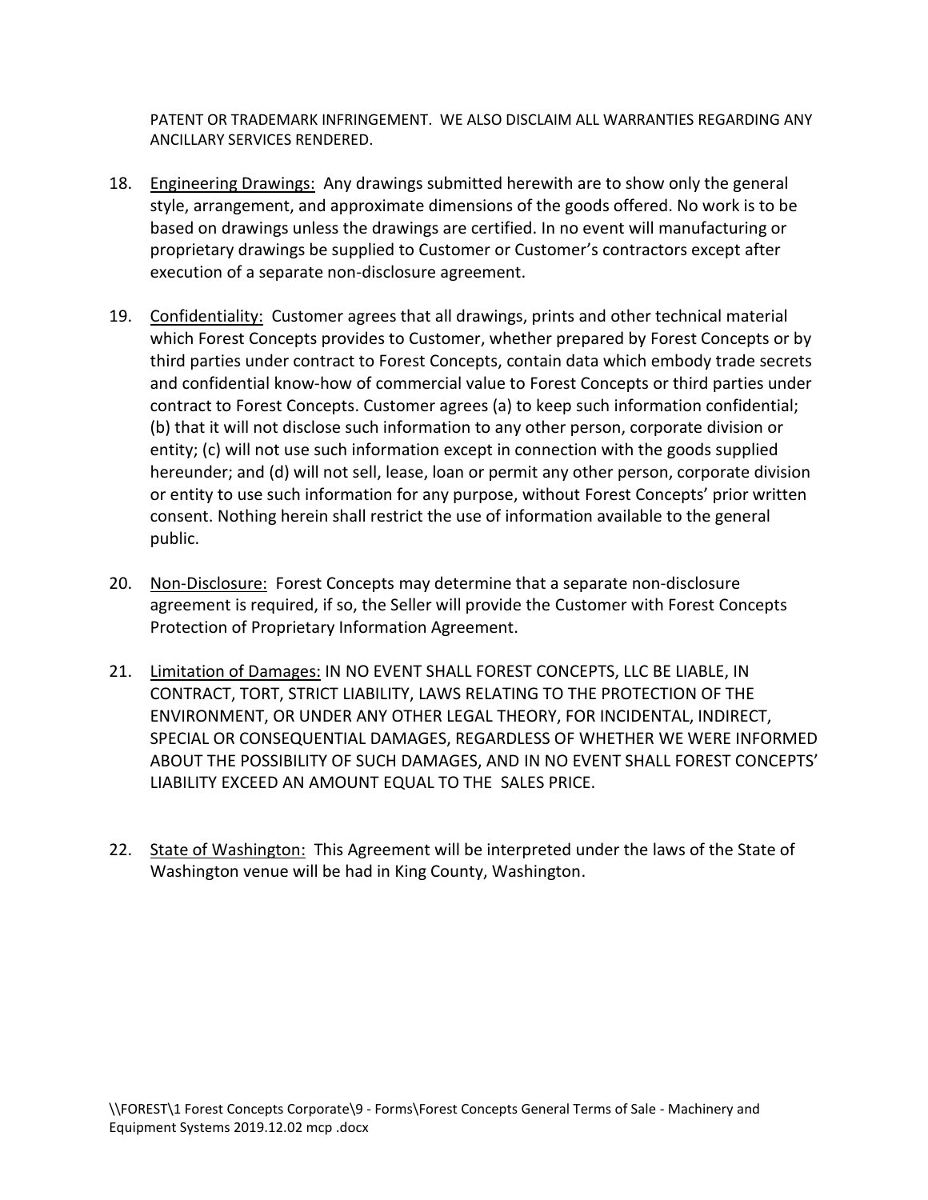PATENT OR TRADEMARK INFRINGEMENT. WE ALSO DISCLAIM ALL WARRANTIES REGARDING ANY ANCILLARY SERVICES RENDERED.

18. Engineering Drawings: Any drawings submitted herewith are to show only the general style, arrangement, and approximate dimensions of the goods offered. No work is to be based on drawings unless the drawings are certified. In no event will manufacturing or proprietary drawings be supplied to Customer or Customer's contractors except after execution of a separate non-disclosure agreement.

19. Confidentiality: Customer agrees that all drawings, prints and other technical material which Forest Concepts provides to Customer, whether prepared by Forest Concepts or by third parties under contract to Forest Concepts, contain data which embody trade secrets and confidential know-how of commercial value to Forest Concepts or third parties under contract to Forest Concepts. Customer agrees (a) to keep such information confidential; (b) that it will not disclose such information to any other person, corporate division or entity; (c) will not use such information except in connection with the goods supplied hereunder; and (d) will not sell, lease, loan or permit any other person, corporate division or entity to use such information for any purpose, without Forest Concepts' prior written consent. Nothing herein shall restrict the use of information available to the general public.

20. Non-Disclosure: Forest Concepts may determine that a separate non-disclosure agreement is required, if so, the Seller will provide the Customer with Forest Concepts Protection of Proprietary Information Agreement.

21. Limitation of Damages: IN NO EVENT SHALL FOREST CONCEPTS, LLC BE LIABLE, IN CONTRACT, TORT, STRICT LIABILITY, LAWS RELATING TO THE PROTECTION OF THE ENVIRONMENT, OR UNDER ANY OTHER LEGAL THEORY, FOR INCIDENTAL, INDIRECT, SPECIAL OR CONSEQUENTIAL DAMAGES, REGARDLESS OF WHETHER WE WERE INFORMED ABOUT THE POSSIBILITY OF SUCH DAMAGES, AND IN NO EVENT SHALL FOREST CONCEPTS' LIABILITY EXCEED AN AMOUNT EQUAL TO THE SALES PRICE.

22. State of Washington: This Agreement will be interpreted under the laws of the State of Washington venue will be had in King County, Washington.